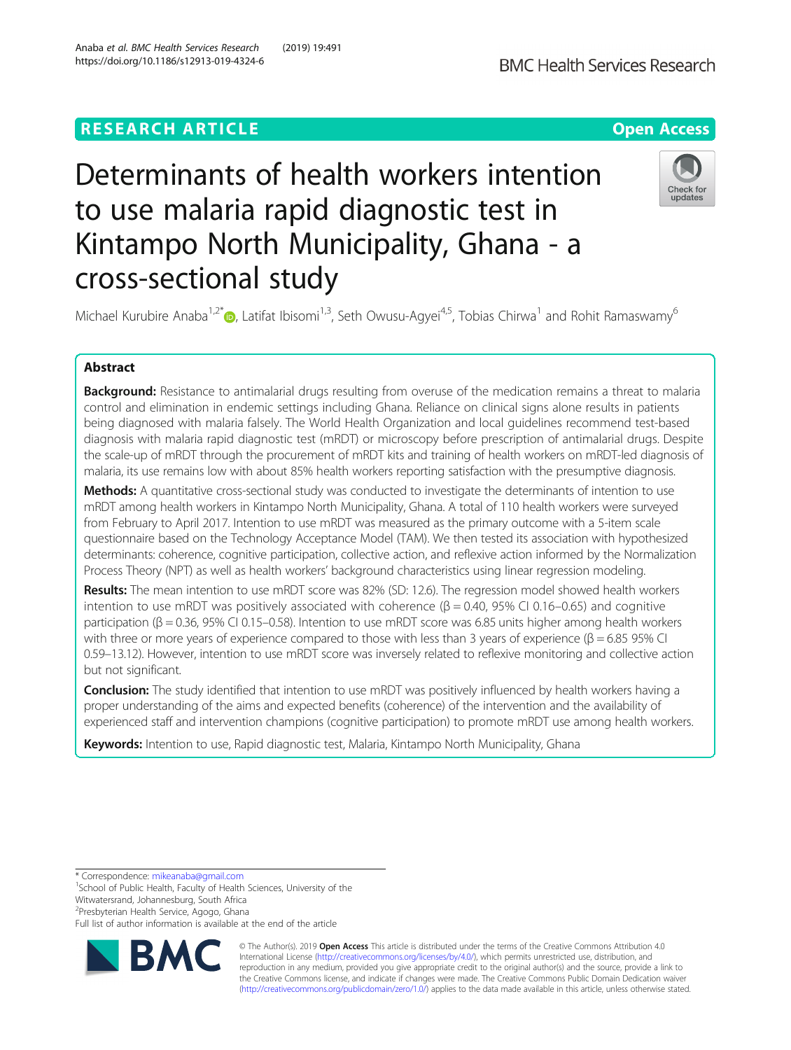RESEARCH ARTICLE

Open Access

# Determinants of health workers intention to use malaria rapid diagnostic test in Kintampo North Municipality, Ghana - a cross-sectional study

Michael Kurubire Anaba[1,2*], Latifat Ibisomi[1,3], Seth Owusu-Agyei[4,5], Tobias Chirwa[1] and Rohit Ramaswamy[6]

## Abstract

**Background:** Resistance to antimalarial drugs resulting from overuse of the medication remains a threat to malaria control and elimination in endemic settings including Ghana. Reliance on clinical signs alone results in patients being diagnosed with malaria falsely. The World Health Organization and local guidelines recommend test-based diagnosis with malaria rapid diagnostic test (mRDT) or microscopy before prescription of antimalarial drugs. Despite the scale-up of mRDT through the procurement of mRDT kits and training of health workers on mRDT-led diagnosis of malaria, its use remains low with about 85% health workers reporting satisfaction with the presumptive diagnosis.

**Methods:** A quantitative cross-sectional study was conducted to investigate the determinants of intention to use mRDT among health workers in Kintampo North Municipality, Ghana. A total of 110 health workers were surveyed from February to April 2017. Intention to use mRDT was measured as the primary outcome with a 5-item scale questionnaire based on the Technology Acceptance Model (TAM). We then tested its association with hypothesized determinants: coherence, cognitive participation, collective action, and reflexive action informed by the Normalization Process Theory (NPT) as well as health workers' background characteristics using linear regression modeling.

**Results:** The mean intention to use mRDT score was 82% (SD: 12.6). The regression model showed health workers intention to use mRDT was positively associated with coherence (β = 0.40, 95% CI 0.16–0.65) and cognitive participation (β = 0.36, 95% CI 0.15–0.58). Intention to use mRDT score was 6.85 units higher among health workers with three or more years of experience compared to those with less than 3 years of experience (β = 6.85 95% CI 0.59–13.12). However, intention to use mRDT score was inversely related to reflexive monitoring and collective action but not significant.

**Conclusion:** The study identified that intention to use mRDT was positively influenced by health workers having a proper understanding of the aims and expected benefits (coherence) of the intervention and the availability of experienced staff and intervention champions (cognitive participation) to promote mRDT use among health workers.

**Keywords:** Intention to use, Rapid diagnostic test, Malaria, Kintampo North Municipality, Ghana

---

\* Correspondence: mikeanaba@gmail.com
[1]School of Public Health, Faculty of Health Sciences, University of the Witwatersrand, Johannesburg, South Africa
[2]Presbyterian Health Service, Agogo, Ghana
Full list of author information is available at the end of the article

© The Author(s). 2019 **Open Access** This article is distributed under the terms of the Creative Commons Attribution 4.0 International License (http://creativecommons.org/licenses/by/4.0/), which permits unrestricted use, distribution, and reproduction in any medium, provided you give appropriate credit to the original author(s) and the source, provide a link to the Creative Commons license, and indicate if changes were made. The Creative Commons Public Domain Dedication waiver (http://creativecommons.org/publicdomain/zero/1.0/) applies to the data made available in this article, unless otherwise stated.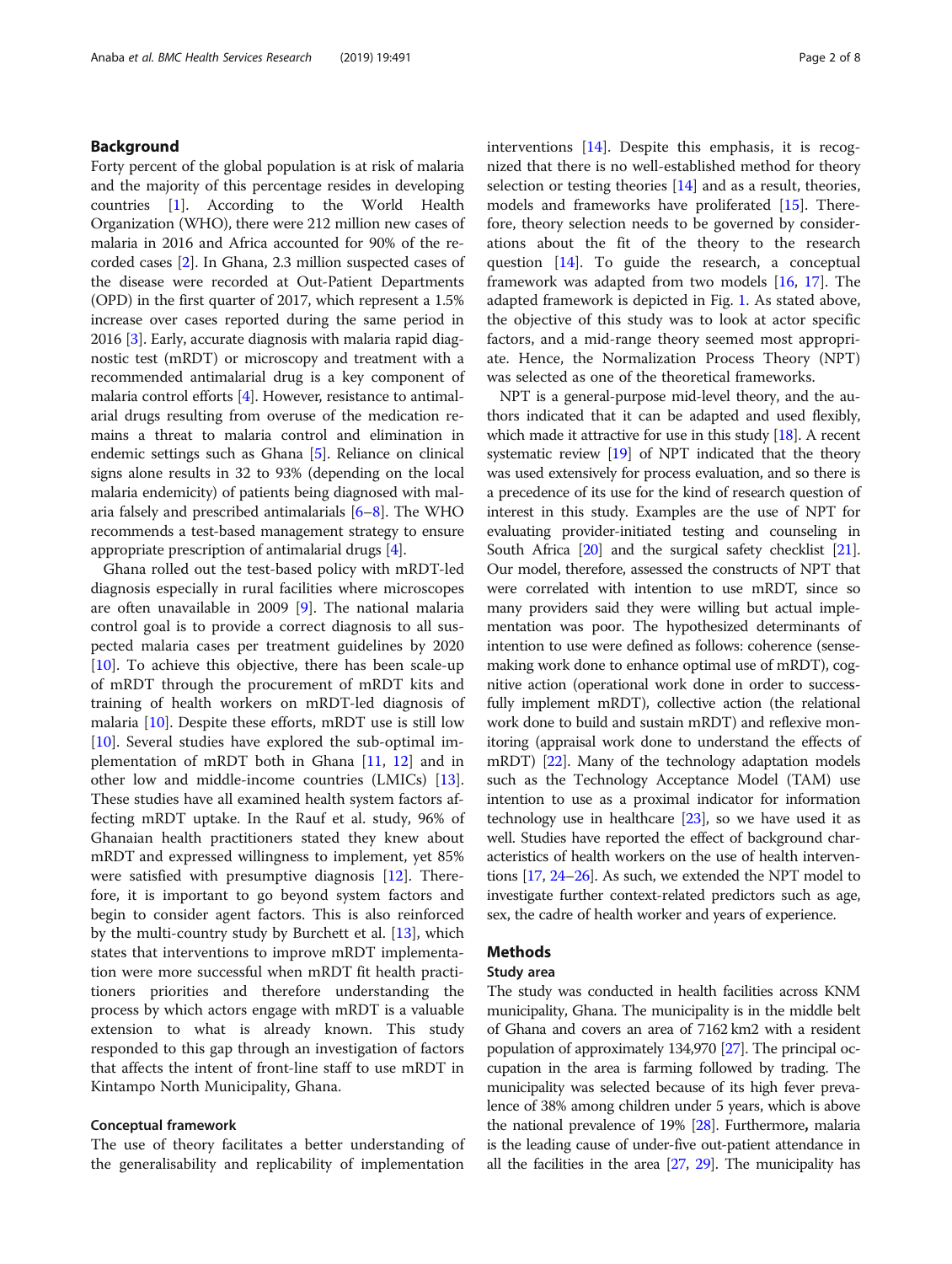## Background

Forty percent of the global population is at risk of malaria and the majority of this percentage resides in developing countries [1]. According to the World Health Organization (WHO), there were 212 million new cases of malaria in 2016 and Africa accounted for 90% of the recorded cases [2]. In Ghana, 2.3 million suspected cases of the disease were recorded at Out-Patient Departments (OPD) in the first quarter of 2017, which represent a 1.5% increase over cases reported during the same period in 2016 [3]. Early, accurate diagnosis with malaria rapid diagnostic test (mRDT) or microscopy and treatment with a recommended antimalarial drug is a key component of malaria control efforts [4]. However, resistance to antimalarial drugs resulting from overuse of the medication remains a threat to malaria control and elimination in endemic settings such as Ghana [5]. Reliance on clinical signs alone results in 32 to 93% (depending on the local malaria endemicity) of patients being diagnosed with malaria falsely and prescribed antimalarials [6–8]. The WHO recommends a test-based management strategy to ensure appropriate prescription of antimalarial drugs [4].

Ghana rolled out the test-based policy with mRDT-led diagnosis especially in rural facilities where microscopes are often unavailable in 2009 [9]. The national malaria control goal is to provide a correct diagnosis to all suspected malaria cases per treatment guidelines by 2020 [10]. To achieve this objective, there has been scale-up of mRDT through the procurement of mRDT kits and training of health workers on mRDT-led diagnosis of malaria [10]. Despite these efforts, mRDT use is still low [10]. Several studies have explored the sub-optimal implementation of mRDT both in Ghana [11, 12] and in other low and middle-income countries (LMICs) [13]. These studies have all examined health system factors affecting mRDT uptake. In the Rauf et al. study, 96% of Ghanaian health practitioners stated they knew about mRDT and expressed willingness to implement, yet 85% were satisfied with presumptive diagnosis [12]. Therefore, it is important to go beyond system factors and begin to consider agent factors. This is also reinforced by the multi-country study by Burchett et al. [13], which states that interventions to improve mRDT implementation were more successful when mRDT fit health practitioners priorities and therefore understanding the process by which actors engage with mRDT is a valuable extension to what is already known. This study responded to this gap through an investigation of factors that affects the intent of front-line staff to use mRDT in Kintampo North Municipality, Ghana.

### Conceptual framework

The use of theory facilitates a better understanding of the generalisability and replicability of implementation interventions [14]. Despite this emphasis, it is recognized that there is no well-established method for theory selection or testing theories [14] and as a result, theories, models and frameworks have proliferated [15]. Therefore, theory selection needs to be governed by considerations about the fit of the theory to the research question [14]. To guide the research, a conceptual framework was adapted from two models [16, 17]. The adapted framework is depicted in Fig. 1. As stated above, the objective of this study was to look at actor specific factors, and a mid-range theory seemed most appropriate. Hence, the Normalization Process Theory (NPT) was selected as one of the theoretical frameworks.

NPT is a general-purpose mid-level theory, and the authors indicated that it can be adapted and used flexibly, which made it attractive for use in this study [18]. A recent systematic review [19] of NPT indicated that the theory was used extensively for process evaluation, and so there is a precedence of its use for the kind of research question of interest in this study. Examples are the use of NPT for evaluating provider-initiated testing and counseling in South Africa [20] and the surgical safety checklist [21]. Our model, therefore, assessed the constructs of NPT that were correlated with intention to use mRDT, since so many providers said they were willing but actual implementation was poor. The hypothesized determinants of intention to use were defined as follows: coherence (sense-making work done to enhance optimal use of mRDT), cognitive action (operational work done in order to successfully implement mRDT), collective action (the relational work done to build and sustain mRDT) and reflexive monitoring (appraisal work done to understand the effects of mRDT) [22]. Many of the technology adaptation models such as the Technology Acceptance Model (TAM) use intention to use as a proximal indicator for information technology use in healthcare [23], so we have used it as well. Studies have reported the effect of background characteristics of health workers on the use of health interventions [17, 24–26]. As such, we extended the NPT model to investigate further context-related predictors such as age, sex, the cadre of health worker and years of experience.

## Methods

### Study area

The study was conducted in health facilities across KNM municipality, Ghana. The municipality is in the middle belt of Ghana and covers an area of 7162 km2 with a resident population of approximately 134,970 [27]. The principal occupation in the area is farming followed by trading. The municipality was selected because of its high fever prevalence of 38% among children under 5 years, which is above the national prevalence of 19% [28]. Furthermore, malaria is the leading cause of under-five out-patient attendance in all the facilities in the area [27, 29]. The municipality has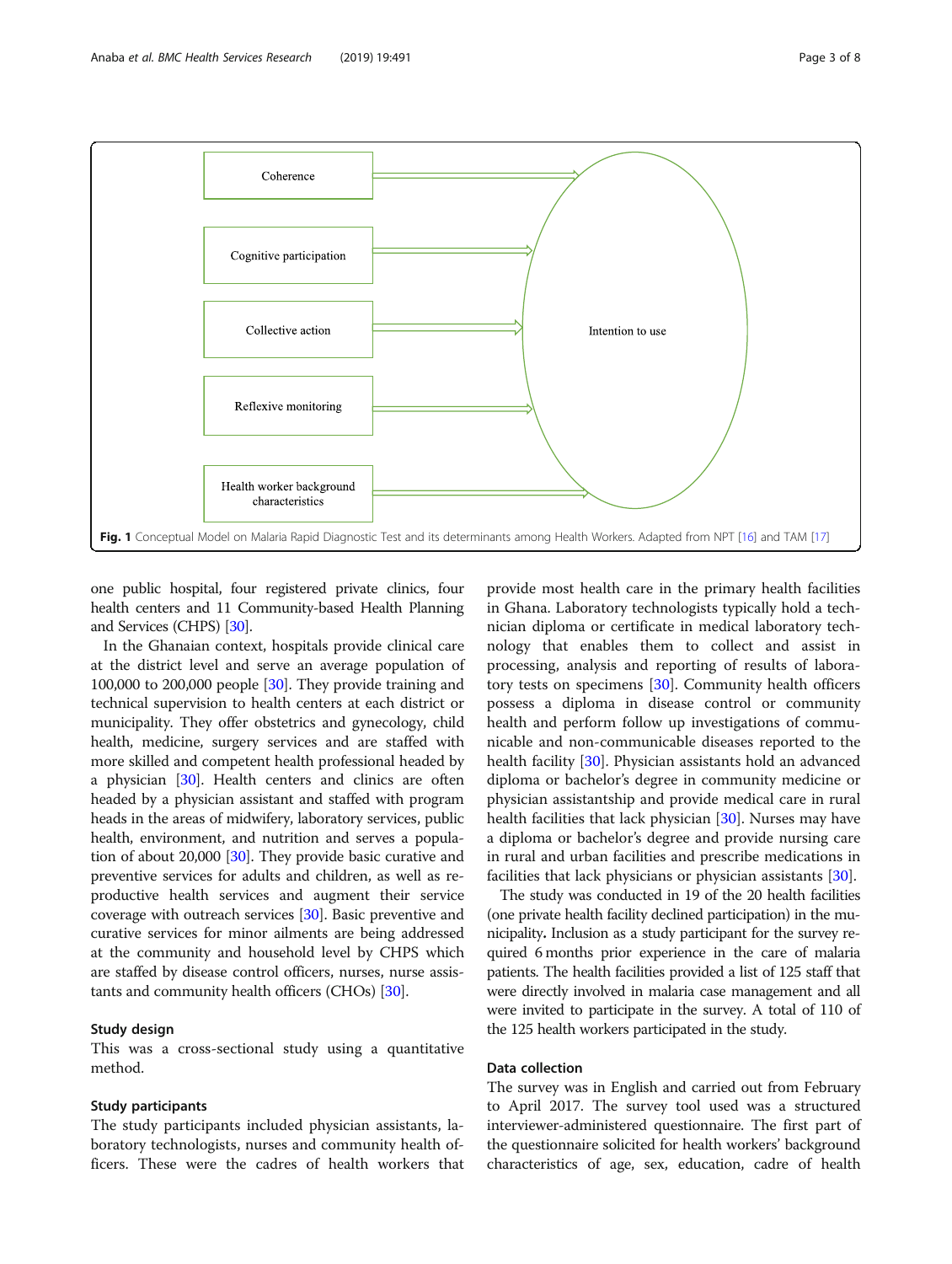Coherence

Cognitive participation

Collective action

Reflexive monitoring

Health worker background characteristics

Intention to use

**Fig. 1** Conceptual Model on Malaria Rapid Diagnostic Test and its determinants among Health Workers. Adapted from NPT [16] and TAM [17]

one public hospital, four registered private clinics, four health centers and 11 Community-based Health Planning and Services (CHPS) [30].

In the Ghanaian context, hospitals provide clinical care at the district level and serve an average population of 100,000 to 200,000 people [30]. They provide training and technical supervision to health centers at each district or municipality. They offer obstetrics and gynecology, child health, medicine, surgery services and are staffed with more skilled and competent health professional headed by a physician [30]. Health centers and clinics are often headed by a physician assistant and staffed with program heads in the areas of midwifery, laboratory services, public health, environment, and nutrition and serves a population of about 20,000 [30]. They provide basic curative and preventive services for adults and children, as well as reproductive health services and augment their service coverage with outreach services [30]. Basic preventive and curative services for minor ailments are being addressed at the community and household level by CHPS which are staffed by disease control officers, nurses, nurse assistants and community health officers (CHOs) [30].

## Study design

This was a cross-sectional study using a quantitative method.

## Study participants

The study participants included physician assistants, laboratory technologists, nurses and community health officers. These were the cadres of health workers that provide most health care in the primary health facilities in Ghana. Laboratory technologists typically hold a technician diploma or certificate in medical laboratory technology that enables them to collect and assist in processing, analysis and reporting of results of laboratory tests on specimens [30]. Community health officers possess a diploma in disease control or community health and perform follow up investigations of communicable and non-communicable diseases reported to the health facility [30]. Physician assistants hold an advanced diploma or bachelor's degree in community medicine or physician assistantship and provide medical care in rural health facilities that lack physician [30]. Nurses may have a diploma or bachelor's degree and provide nursing care in rural and urban facilities and prescribe medications in facilities that lack physicians or physician assistants [30].

The study was conducted in 19 of the 20 health facilities (one private health facility declined participation) in the municipality**.** Inclusion as a study participant for the survey required 6 months prior experience in the care of malaria patients. The health facilities provided a list of 125 staff that were directly involved in malaria case management and all were invited to participate in the survey. A total of 110 of the 125 health workers participated in the study.

## Data collection

The survey was in English and carried out from February to April 2017. The survey tool used was a structured interviewer-administered questionnaire. The first part of the questionnaire solicited for health workers' background characteristics of age, sex, education, cadre of health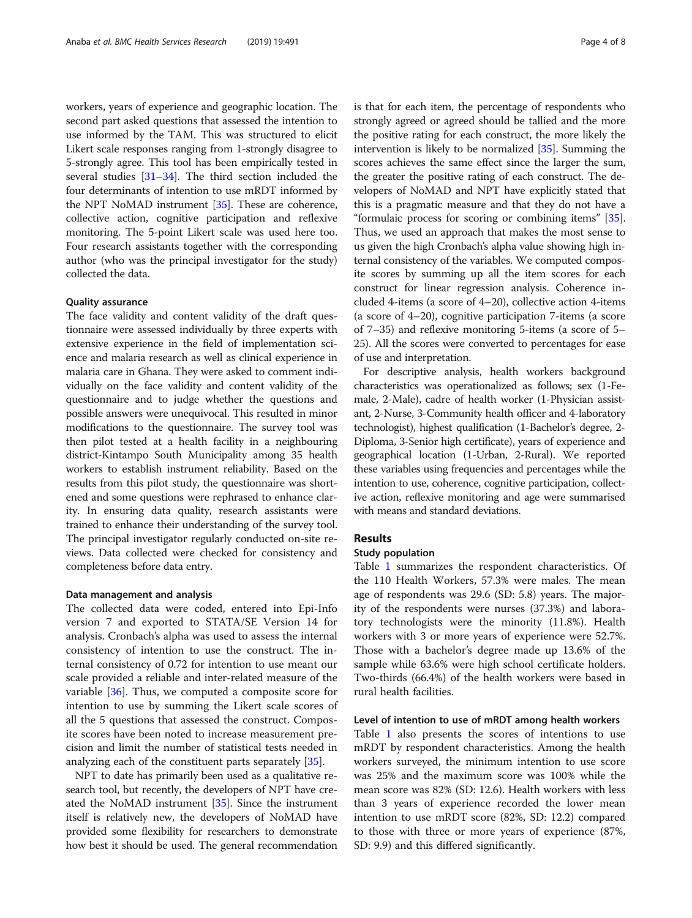workers, years of experience and geographic location. The second part asked questions that assessed the intention to use informed by the TAM. This was structured to elicit Likert scale responses ranging from 1-strongly disagree to 5-strongly agree. This tool has been empirically tested in several studies [31–34]. The third section included the four determinants of intention to use mRDT informed by the NPT NoMAD instrument [35]. These are coherence, collective action, cognitive participation and reflexive monitoring. The 5-point Likert scale was used here too. Four research assistants together with the corresponding author (who was the principal investigator for the study) collected the data.

### Quality assurance

The face validity and content validity of the draft questionnaire were assessed individually by three experts with extensive experience in the field of implementation science and malaria research as well as clinical experience in malaria care in Ghana. They were asked to comment individually on the face validity and content validity of the questionnaire and to judge whether the questions and possible answers were unequivocal. This resulted in minor modifications to the questionnaire. The survey tool was then pilot tested at a health facility in a neighbouring district-Kintampo South Municipality among 35 health workers to establish instrument reliability. Based on the results from this pilot study, the questionnaire was shortened and some questions were rephrased to enhance clarity. In ensuring data quality, research assistants were trained to enhance their understanding of the survey tool. The principal investigator regularly conducted on-site reviews. Data collected were checked for consistency and completeness before data entry.

### Data management and analysis

The collected data were coded, entered into Epi-Info version 7 and exported to STATA/SE Version 14 for analysis. Cronbach's alpha was used to assess the internal consistency of intention to use the construct. The internal consistency of 0.72 for intention to use meant our scale provided a reliable and inter-related measure of the variable [36]. Thus, we computed a composite score for intention to use by summing the Likert scale scores of all the 5 questions that assessed the construct. Composite scores have been noted to increase measurement precision and limit the number of statistical tests needed in analyzing each of the constituent parts separately [35].

NPT to date has primarily been used as a qualitative research tool, but recently, the developers of NPT have created the NoMAD instrument [35]. Since the instrument itself is relatively new, the developers of NoMAD have provided some flexibility for researchers to demonstrate how best it should be used. The general recommendation is that for each item, the percentage of respondents who strongly agreed or agreed should be tallied and the more the positive rating for each construct, the more likely the intervention is likely to be normalized [35]. Summing the scores achieves the same effect since the larger the sum, the greater the positive rating of each construct. The developers of NoMAD and NPT have explicitly stated that this is a pragmatic measure and that they do not have a "formulaic process for scoring or combining items" [35]. Thus, we used an approach that makes the most sense to us given the high Cronbach's alpha value showing high internal consistency of the variables. We computed composite scores by summing up all the item scores for each construct for linear regression analysis. Coherence included 4-items (a score of 4–20), collective action 4-items (a score of 4–20), cognitive participation 7-items (a score of 7–35) and reflexive monitoring 5-items (a score of 5–25). All the scores were converted to percentages for ease of use and interpretation.

For descriptive analysis, health workers background characteristics was operationalized as follows; sex (1-Female, 2-Male), cadre of health worker (1-Physician assistant, 2-Nurse, 3-Community health officer and 4-laboratory technologist), highest qualification (1-Bachelor's degree, 2-Diploma, 3-Senior high certificate), years of experience and geographical location (1-Urban, 2-Rural). We reported these variables using frequencies and percentages while the intention to use, coherence, cognitive participation, collective action, reflexive monitoring and age were summarised with means and standard deviations.

## Results

### Study population

Table 1 summarizes the respondent characteristics. Of the 110 Health Workers, 57.3% were males. The mean age of respondents was 29.6 (SD: 5.8) years. The majority of the respondents were nurses (37.3%) and laboratory technologists were the minority (11.8%). Health workers with 3 or more years of experience were 52.7%. Those with a bachelor's degree made up 13.6% of the sample while 63.6% were high school certificate holders. Two-thirds (66.4%) of the health workers were based in rural health facilities.

### Level of intention to use of mRDT among health workers

Table 1 also presents the scores of intentions to use mRDT by respondent characteristics. Among the health workers surveyed, the minimum intention to use score was 25% and the maximum score was 100% while the mean score was 82% (SD: 12.6). Health workers with less than 3 years of experience recorded the lower mean intention to use mRDT score (82%, SD: 12.2) compared to those with three or more years of experience (87%, SD: 9.9) and this differed significantly.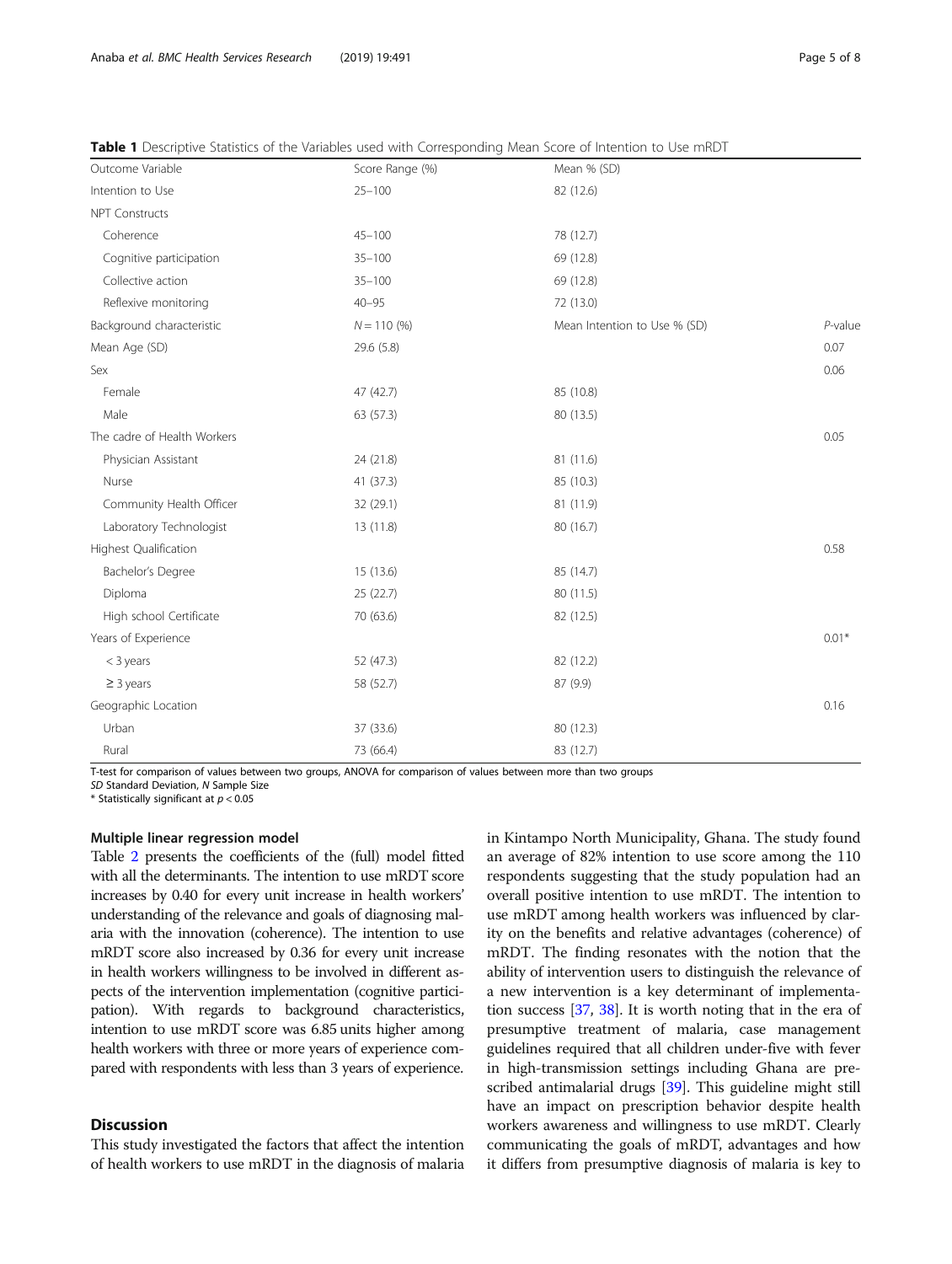**Table 1** Descriptive Statistics of the Variables used with Corresponding Mean Score of Intention to Use mRDT

| Outcome Variable | Score Range (%) | Mean % (SD) | |
|---|---|---|---|
| Intention to Use | 25–100 | 82 (12.6) | |
| NPT Constructs | | | |
| Coherence | 45–100 | 78 (12.7) | |
| Cognitive participation | 35–100 | 69 (12.8) | |
| Collective action | 35–100 | 69 (12.8) | |
| Reflexive monitoring | 40–95 | 72 (13.0) | |
| Background characteristic | $N = 110$ (%) | Mean Intention to Use % (SD) | *P*-value |
| Mean Age (SD) | 29.6 (5.8) | | 0.07 |
| Sex | | | 0.06 |
| Female | 47 (42.7) | 85 (10.8) | |
| Male | 63 (57.3) | 80 (13.5) | |
| The cadre of Health Workers | | | 0.05 |
| Physician Assistant | 24 (21.8) | 81 (11.6) | |
| Nurse | 41 (37.3) | 85 (10.3) | |
| Community Health Officer | 32 (29.1) | 81 (11.9) | |
| Laboratory Technologist | 13 (11.8) | 80 (16.7) | |
| Highest Qualification | | | 0.58 |
| Bachelor's Degree | 15 (13.6) | 85 (14.7) | |
| Diploma | 25 (22.7) | 80 (11.5) | |
| High school Certificate | 70 (63.6) | 82 (12.5) | |
| Years of Experience | | | 0.01* |
| < 3 years | 52 (47.3) | 82 (12.2) | |
| ≥ 3 years | 58 (52.7) | 87 (9.9) | |
| Geographic Location | | | 0.16 |
| Urban | 37 (33.6) | 80 (12.3) | |
| Rural | 73 (66.4) | 83 (12.7) | |

T-test for comparison of values between two groups, ANOVA for comparison of values between more than two groups
*SD* Standard Deviation, *N* Sample Size
* Statistically significant at $p < 0.05$

### Multiple linear regression model

Table 2 presents the coefficients of the (full) model fitted with all the determinants. The intention to use mRDT score increases by 0.40 for every unit increase in health workers' understanding of the relevance and goals of diagnosing malaria with the innovation (coherence). The intention to use mRDT score also increased by 0.36 for every unit increase in health workers willingness to be involved in different aspects of the intervention implementation (cognitive participation). With regards to background characteristics, intention to use mRDT score was 6.85 units higher among health workers with three or more years of experience compared with respondents with less than 3 years of experience.

## Discussion

This study investigated the factors that affect the intention of health workers to use mRDT in the diagnosis of malaria in Kintampo North Municipality, Ghana. The study found an average of 82% intention to use score among the 110 respondents suggesting that the study population had an overall positive intention to use mRDT. The intention to use mRDT among health workers was influenced by clarity on the benefits and relative advantages (coherence) of mRDT. The finding resonates with the notion that the ability of intervention users to distinguish the relevance of a new intervention is a key determinant of implementation success [37, 38]. It is worth noting that in the era of presumptive treatment of malaria, case management guidelines required that all children under-five with fever in high-transmission settings including Ghana are prescribed antimalarial drugs [39]. This guideline might still have an impact on prescription behavior despite health workers awareness and willingness to use mRDT. Clearly communicating the goals of mRDT, advantages and how it differs from presumptive diagnosis of malaria is key to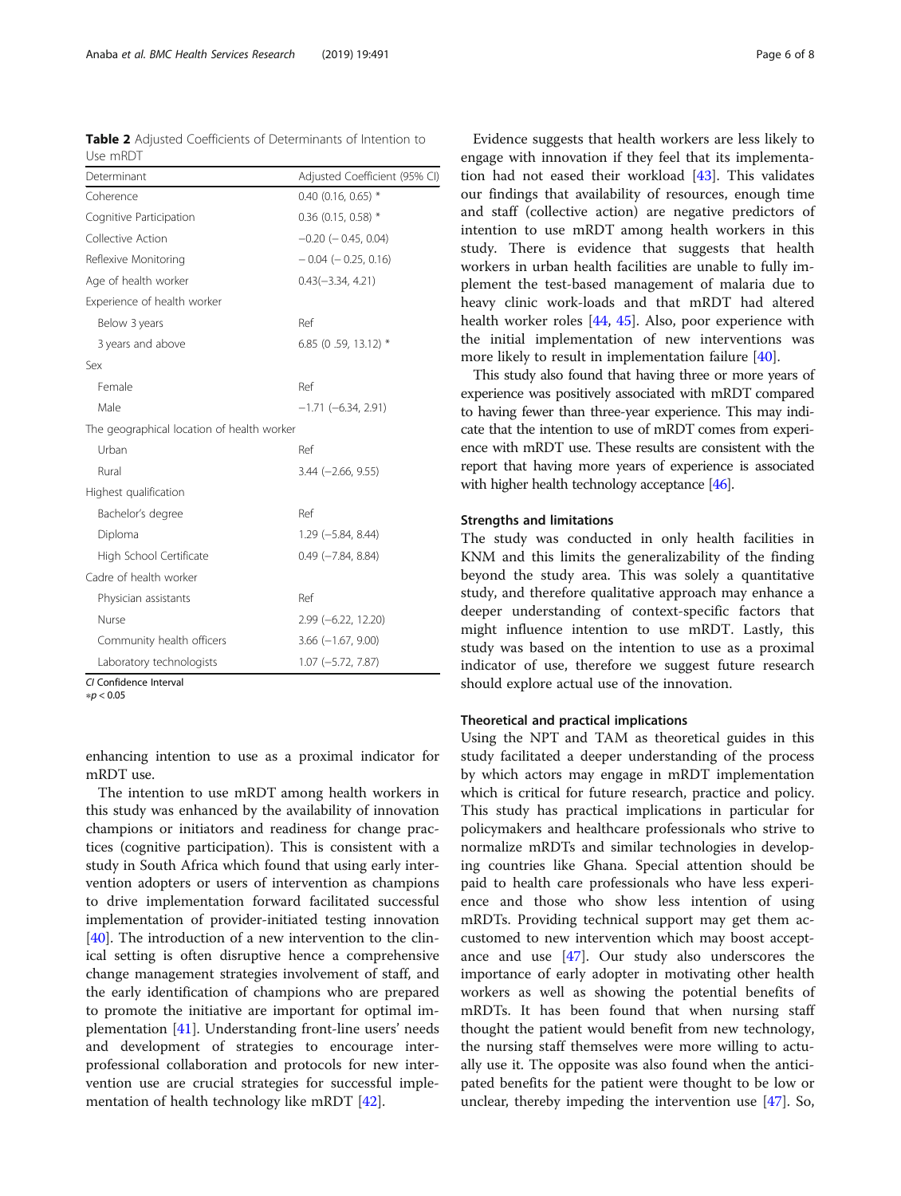**Table 2** Adjusted Coefficients of Determinants of Intention to Use mRDT

| Determinant | Adjusted Coefficient (95% CI) |
|---|---|
| Coherence | 0.40 (0.16, 0.65) * |
| Cognitive Participation | 0.36 (0.15, 0.58) * |
| Collective Action | −0.20 (− 0.45, 0.04) |
| Reflexive Monitoring | − 0.04 (− 0.25, 0.16) |
| Age of health worker | 0.43(−3.34, 4.21) |
| Experience of health worker | |
| Below 3 years | Ref |
| 3 years and above | 6.85 (0 .59, 13.12) * |
| Sex | |
| Female | Ref |
| Male | −1.71 (−6.34, 2.91) |
| The geographical location of health worker | |
| Urban | Ref |
| Rural | 3.44 (−2.66, 9.55) |
| Highest qualification | |
| Bachelor's degree | Ref |
| Diploma | 1.29 (−5.84, 8.44) |
| High School Certificate | 0.49 (−7.84, 8.84) |
| Cadre of health worker | |
| Physician assistants | Ref |
| Nurse | 2.99 (−6.22, 12.20) |
| Community health officers | 3.66 (−1.67, 9.00) |
| Laboratory technologists | 1.07 (−5.72, 7.87) |

*CI* Confidence Interval
$*p < 0.05$

enhancing intention to use as a proximal indicator for mRDT use.

The intention to use mRDT among health workers in this study was enhanced by the availability of innovation champions or initiators and readiness for change practices (cognitive participation). This is consistent with a study in South Africa which found that using early intervention adopters or users of intervention as champions to drive implementation forward facilitated successful implementation of provider-initiated testing innovation [40]. The introduction of a new intervention to the clinical setting is often disruptive hence a comprehensive change management strategies involvement of staff, and the early identification of champions who are prepared to promote the initiative are important for optimal implementation [41]. Understanding front-line users' needs and development of strategies to encourage interprofessional collaboration and protocols for new intervention use are crucial strategies for successful implementation of health technology like mRDT [42].

Evidence suggests that health workers are less likely to engage with innovation if they feel that its implementation had not eased their workload [43]. This validates our findings that availability of resources, enough time and staff (collective action) are negative predictors of intention to use mRDT among health workers in this study. There is evidence that suggests that health workers in urban health facilities are unable to fully implement the test-based management of malaria due to heavy clinic work-loads and that mRDT had altered health worker roles [44, 45]. Also, poor experience with the initial implementation of new interventions was more likely to result in implementation failure [40].

This study also found that having three or more years of experience was positively associated with mRDT compared to having fewer than three-year experience. This may indicate that the intention to use of mRDT comes from experience with mRDT use. These results are consistent with the report that having more years of experience is associated with higher health technology acceptance [46].

### Strengths and limitations

The study was conducted in only health facilities in KNM and this limits the generalizability of the finding beyond the study area. This was solely a quantitative study, and therefore qualitative approach may enhance a deeper understanding of context-specific factors that might influence intention to use mRDT. Lastly, this study was based on the intention to use as a proximal indicator of use, therefore we suggest future research should explore actual use of the innovation.

### Theoretical and practical implications

Using the NPT and TAM as theoretical guides in this study facilitated a deeper understanding of the process by which actors may engage in mRDT implementation which is critical for future research, practice and policy. This study has practical implications in particular for policymakers and healthcare professionals who strive to normalize mRDTs and similar technologies in developing countries like Ghana. Special attention should be paid to health care professionals who have less experience and those who show less intention of using mRDTs. Providing technical support may get them accustomed to new intervention which may boost acceptance and use [47]. Our study also underscores the importance of early adopter in motivating other health workers as well as showing the potential benefits of mRDTs. It has been found that when nursing staff thought the patient would benefit from new technology, the nursing staff themselves were more willing to actually use it. The opposite was also found when the anticipated benefits for the patient were thought to be low or unclear, thereby impeding the intervention use [47]. So,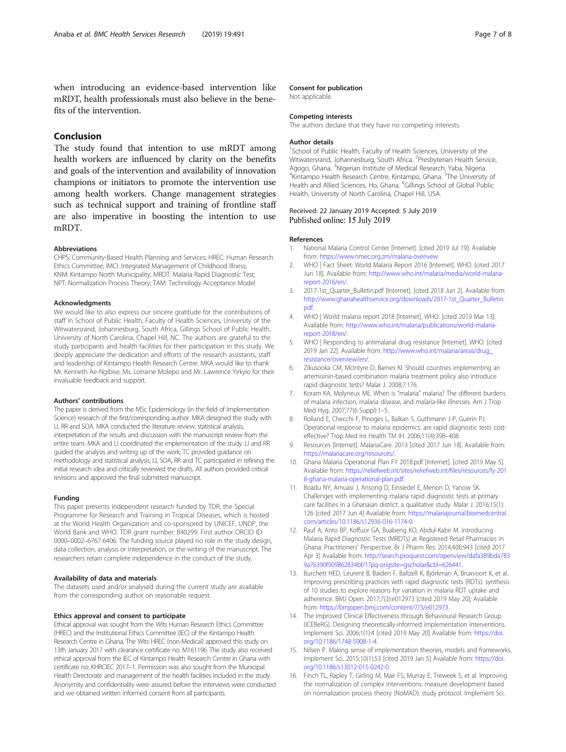when introducing an evidence-based intervention like mRDT, health professionals must also believe in the benefits of the intervention.

## Conclusion

The study found that intention to use mRDT among health workers are influenced by clarity on the benefits and goals of the intervention and availability of innovation champions or initiators to promote the intervention use among health workers. Change management strategies such as technical support and training of frontline staff are also imperative in boosting the intention to use mRDT.

#### Abbreviations

CHPS: Community-Based Health Planning and Services; HREC: Human Research Ethics Committee; IMCI: Integrated Management of Childhood Illness; KNM: Kintampo North Municipality; MRDT: Malaria Rapid Diagnostic Test; NPT: Normalization Process Theory; TAM: Technology Acceptance Model

#### Acknowledgments

We would like to also express our sincere gratitude for the contributions of staff in School of Public Health, Faculty of Health Sciences, University of the Witwatersrand, Johannesburg, South Africa, Gillings School of Global Public Health, University of North Carolina, Chapel Hill, NC. The authors are grateful to the study participants and health facilities for their participation in this study. We deeply appreciate the dedication and efforts of the research assistants, staff and leadership of Kintampo Health Research Centre. MKA would like to thank Mr. Kenneth Ae-Ngibise, Ms. Lorraine Molepo and Mr. Lawrence Yirkyio for their invaluable feedback and support.

#### Authors' contributions

The paper is derived from the MSc Epidemiology (in the field of Implementation Science) research of the first/corresponding author. MKA designed the study with LI, RR and SOA. MKA conducted the literature review, statistical analysis, interpretation of the results and discussion with the manuscript review from the entire team. MKA and LI coordinated the implementation of the study. LI and RR guided the analysis and writing up of the work; TC provided guidance on methodology and statistical analysis; LI, SOA, RR and TC participated in refining the initial research idea and critically reviewed the drafts. All authors provided critical revisions and approved the final submitted manuscript.

#### Funding

This paper presents independent research funded by TDR, the Special Programme for Research and Training in Tropical Diseases, which is hosted at the World Health Organization and co-sponsored by UNICEF, UNDP, the World Bank and WHO. TDR grant number: B40299. First author ORCID ID: 0000–0002–6767-6406. The funding source played no role in the study design, data collection, analysis or interpretation, or the writing of the manuscript. The researchers retain complete independence in the conduct of the study.

#### Availability of data and materials

The datasets used and/or analysed during the current study are available from the corresponding author on reasonable request.

#### Ethics approval and consent to participate

Ethical approval was sought from the Wits Human Research Ethics Committee (HREC) and the Institutional Ethics Committee (IEC) of the Kintampo Health Research Centre in Ghana. The Wits HREC (non-Medical) approved this study on 13th January 2017 with clearance certificate no: M161196. The study also received ethical approval from the IEC of Kintampo Health Research Centre in Ghana with certificate no: KHRCIEC 2017–1. Permission was also sought from the Municipal Health Directorate and management of the health facilities included in the study. Anonymity and confidentiality were assured before the interviews were conducted and we obtained written informed consent from all participants.

#### Consent for publication

Not applicable.

#### Competing interests

The authors declare that they have no competing interests.

#### Author details

[1]School of Public Health, Faculty of Health Sciences, University of the Witwatersrand, Johannesburg, South Africa. [2]Presbyterian Health Service, Agogo, Ghana. [3]Nigerian Institute of Medical Research, Yaba, Nigeria. [4]Kintampo Health Research Centre, Kintampo, Ghana. [5]The University of Health and Allied Sciences, Ho, Ghana. [6]Gillings School of Global Public Health, University of North Carolina, Chapel Hill, USA.

Received: 22 January 2019 Accepted: 5 July 2019
Published online: 15 July 2019

#### References

1. National Malaria Control Center [Internet]. [cited 2019 Jul 19]. Available from: https://www.nmec.org.zm/malaria-overivew.
2. WHO | Fact Sheet: World Malaria Report 2016 [Internet]. WHO. [cited 2017 Jun 18]. Available from: http://www.who.int/malaria/media/world-malaria-report-2016/en/.
3. 2017-1st_Quarter_Bulletin.pdf [Internet]. [cited 2018 Jun 2]. Available from: http://www.ghanahealthservice.org/downloads/2017-1st_Quarter_Bulletin.pdf.
4. WHO | World malaria report 2018 [Internet]. WHO. [cited 2019 Mar 13]. Available from: http://www.who.int/malaria/publications/world-malaria-report-2018/en/.
5. WHO | Responding to antimalarial drug resistance [Internet]. WHO. [cited 2019 Jan 22]. Available from: http://www.who.int/malaria/areas/drug_resistance/overview/en/.
6. Zikusooka CM, McIntyre D, Barnes KI. Should countries implementing an artemisinin-based combination malaria treatment policy also introduce rapid diagnostic tests? Malar J. 2008;7:176.
7. Koram KA, Molyneux ME. When is "malaria" malaria? The different burdens of malaria infection, malaria disease, and malaria-like illnesses. Am J Trop Med Hyg. 2007;77(6 Suppl):1–5.
8. Rolland E, Checchi F, Pinoges L, Balkan S, Guthmann J-P, Guerin PJ. Operational response to malaria epidemics: are rapid diagnostic tests cost-effective? Trop Med Int Health TM IH. 2006;11(4):398–408.
9. Resources [Internet]. MalariaCare. 2013 [cited 2017 Jun 18]. Available from: https://malariacare.org/resources/.
10. Ghana Malaria Operational Plan FY 2018.pdf [Internet]. [cited 2019 May 5]. Available from: https://reliefweb.int/sites/reliefweb.int/files/resources/fy-2018-ghana-malaria-operational-plan.pdf.
11. Boadu NY, Amuasi J, Ansong D, Einsiedel E, Menon D, Yanow SK. Challenges with implementing malaria rapid diagnostic tests at primary care facilities in a Ghanaian district: a qualitative study. Malar J. 2016;15(1):126 [cited 2017 Jun 4] Available from: https://malariajournal.biomedcentral.com/articles/10.1186/s12936-016-1174-0.
12. Rauf A, Anto BP, Koffuor GA, Buabeng KO, Abdul-Kabir M. Introducing Malaria Rapid Diagnostic Tests (MRDTs) at Registered Retail Pharmacies in Ghana: Practitioners' Perspective. Br J Pharm Res. 2014;4(8):943 [cited 2017 Apr 3] Available from: http://search.proquest.com/openview/dafa389bda7839a76390f909862834bf/1?pq-origsite=gscholar&cbl=626441.
13. Burchett HED, Leurent B, Baiden F, Baltzell K, Björkman A, Bruxvoort K, et al. Improving prescribing practices with rapid diagnostic tests (RDTs): synthesis of 10 studies to explore reasons for variation in malaria RDT uptake and adherence. BMJ Open. 2017;7(3):e012973 [cited 2019 May 20]; Available from: https://bmjopen.bmj.com/content/7/3/e012973.
14. The Improved Clinical Effectiveness through Behavioural Research Group (ICEBeRG). Designing theoretically-informed implementation interventions. Implement Sci. 2006;1(1):4 [cited 2019 May 20] Available from: https://doi.org/10.1186/1748-5908-1-4.
15. Nilsen P. Making sense of implementation theories, models and frameworks. Implement Sci. 2015;10(1):53 [cited 2019 Jan 5] Available from: https://doi.org/10.1186/s13012-015-0242-0.
16. Finch TL, Rapley T, Girling M, Mair FS, Murray E, Treweek S, et al. Improving the normalization of complex interventions: measure development based on normalization process theory (NoMAD): study protocol. Implement Sci.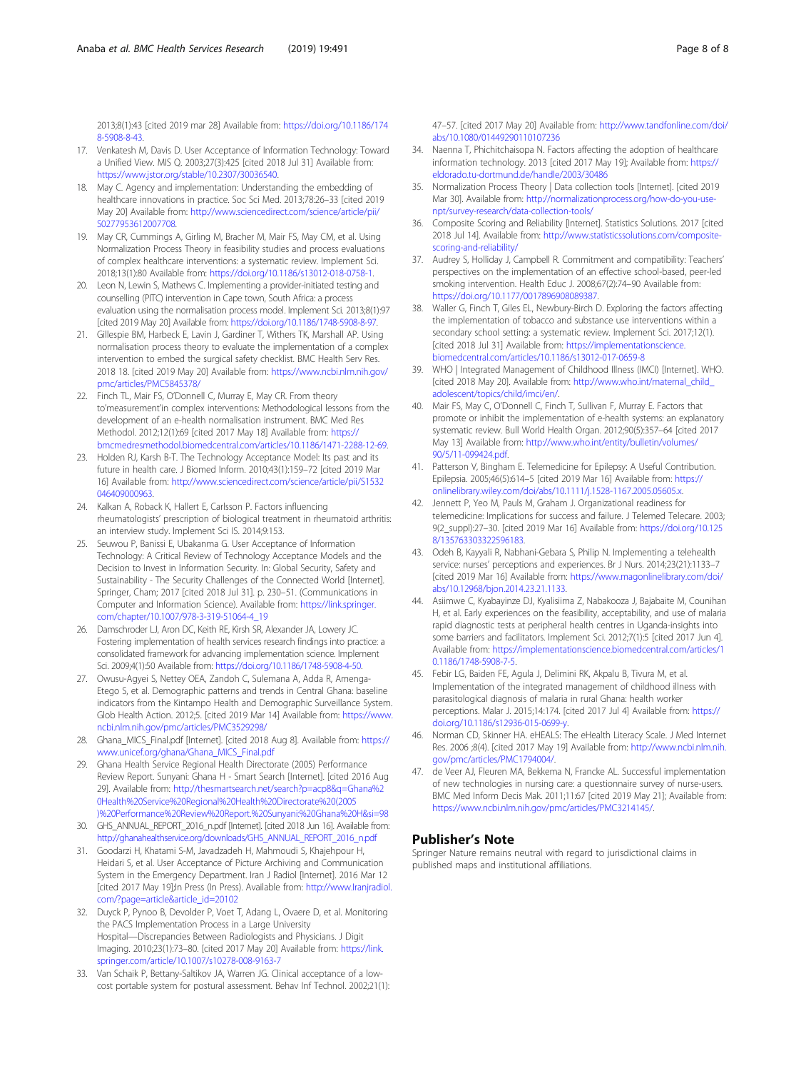2013;8(1):43 [cited 2019 mar 28] Available from: https://doi.org/10.1186/1748-5908-8-43.

17. Venkatesh M, Davis D. User Acceptance of Information Technology: Toward a Unified View. MIS Q. 2003;27(3):425 [cited 2018 Jul 31] Available from: https://www.jstor.org/stable/10.2307/30036540.
18. May C. Agency and implementation: Understanding the embedding of healthcare innovations in practice. Soc Sci Med. 2013;78:26–33 [cited 2019 May 20] Available from: http://www.sciencedirect.com/science/article/pii/S0277953612007708.
19. May CR, Cummings A, Girling M, Bracher M, Mair FS, May CM, et al. Using Normalization Process Theory in feasibility studies and process evaluations of complex healthcare interventions: a systematic review. Implement Sci. 2018;13(1):80 Available from: https://doi.org/10.1186/s13012-018-0758-1.
20. Leon N, Lewin S, Mathews C. Implementing a provider-initiated testing and counselling (PITC) intervention in Cape town, South Africa: a process evaluation using the normalisation process model. Implement Sci. 2013;8(1):97 [cited 2019 May 20] Available from: https://doi.org/10.1186/1748-5908-8-97.
21. Gillespie BM, Harbeck E, Lavin J, Gardiner T, Withers TK, Marshall AP. Using normalisation process theory to evaluate the implementation of a complex intervention to embed the surgical safety checklist. BMC Health Serv Res. 2018 18. [cited 2019 May 20] Available from: https://www.ncbi.nlm.nih.gov/pmc/articles/PMC5845378/
22. Finch TL, Mair FS, O'Donnell C, Murray E, May CR. From theory to'measurement'in complex interventions: Methodological lessons from the development of an e-health normalisation instrument. BMC Med Res Methodol. 2012;12(1):69 [cited 2017 May 18] Available from: https://bmcmedresmethodol.biomedcentral.com/articles/10.1186/1471-2288-12-69.
23. Holden RJ, Karsh B-T. The Technology Acceptance Model: Its past and its future in health care. J Biomed Inform. 2010;43(1):159–72 [cited 2019 Mar 16] Available from: http://www.sciencedirect.com/science/article/pii/S1532046409000963.
24. Kalkan A, Roback K, Hallert E, Carlsson P. Factors influencing rheumatologists' prescription of biological treatment in rheumatoid arthritis: an interview study. Implement Sci IS. 2014;9:153.
25. Seuwou P, Banissi E, Ubakanma G. User Acceptance of Information Technology: A Critical Review of Technology Acceptance Models and the Decision to Invest in Information Security. In: Global Security, Safety and Sustainability - The Security Challenges of the Connected World [Internet]. Springer, Cham; 2017 [cited 2018 Jul 31]. p. 230–51. (Communications in Computer and Information Science). Available from: https://link.springer.com/chapter/10.1007/978-3-319-51064-4_19
26. Damschroder LJ, Aron DC, Keith RE, Kirsh SR, Alexander JA, Lowery JC. Fostering implementation of health services research findings into practice: a consolidated framework for advancing implementation science. Implement Sci. 2009;4(1):50 Available from: https://doi.org/10.1186/1748-5908-4-50.
27. Owusu-Agyei S, Nettey OEA, Zandoh C, Sulemana A, Adda R, Amenga-Etego S, et al. Demographic patterns and trends in Central Ghana: baseline indicators from the Kintampo Health and Demographic Surveillance System. Glob Health Action. 2012;5. [cited 2019 Mar 14] Available from: https://www.ncbi.nlm.nih.gov/pmc/articles/PMC3529298/
28. Ghana_MICS_Final.pdf [Internet]. [cited 2018 Aug 8]. Available from: https://www.unicef.org/ghana/Ghana_MICS_Final.pdf
29. Ghana Health Service Regional Health Directorate (2005) Performance Review Report. Sunyani: Ghana H - Smart Search [Internet]. [cited 2016 Aug 29]. Available from: http://thesmartsearch.net/search?p=acp8&q=Ghana%20Health%20Service%20Regional%20Health%20Directorate%20(2005)%20Performance%20Review%20Report.%20Sunyani:%20Ghana%20H&si=98
30. GHS_ANNUAL_REPORT_2016_n.pdf [Internet]. [cited 2018 Jun 16]. Available from: http://ghanahealthservice.org/downloads/GHS_ANNUAL_REPORT_2016_n.pdf
31. Goodarzi H, Khatami S-M, Javadzadeh H, Mahmoudi S, Khajehpour H, Heidari S, et al. User Acceptance of Picture Archiving and Communication System in the Emergency Department. Iran J Radiol [Internet]. 2016 Mar 12 [cited 2017 May 19];In Press (In Press). Available from: http://www.Iranjradiol.com/?page=article&article_id=20102
32. Duyck P, Pynoo B, Devolder P, Voet T, Adang L, Ovaere D, et al. Monitoring the PACS Implementation Process in a Large University Hospital—Discrepancies Between Radiologists and Physicians. J Digit Imaging. 2010;23(1):73–80. [cited 2017 May 20] Available from: https://link.springer.com/article/10.1007/s10278-008-9163-7
33. Van Schaik P, Bettany-Saltikov JA, Warren JG. Clinical acceptance of a low-cost portable system for postural assessment. Behav Inf Technol. 2002;21(1):47–57. [cited 2017 May 20] Available from: http://www.tandfonline.com/doi/abs/10.1080/01449290110107236
34. Naenna T, Phichitchaisopa N. Factors affecting the adoption of healthcare information technology. 2013 [cited 2017 May 19]; Available from: https://eldorado.tu-dortmund.de/handle/2003/30486
35. Normalization Process Theory | Data collection tools [Internet]. [cited 2019 Mar 30]. Available from: http://normalizationprocess.org/how-do-you-use-npt/survey-research/data-collection-tools/
36. Composite Scoring and Reliability [Internet]. Statistics Solutions. 2017 [cited 2018 Jul 14]. Available from: http://www.statisticssolutions.com/composite-scoring-and-reliability/
37. Audrey S, Holliday J, Campbell R. Commitment and compatibility: Teachers' perspectives on the implementation of an effective school-based, peer-led smoking intervention. Health Educ J. 2008;67(2):74–90 Available from: https://doi.org/10.1177/0017896908089387.
38. Waller G, Finch T, Giles EL, Newbury-Birch D. Exploring the factors affecting the implementation of tobacco and substance use interventions within a secondary school setting: a systematic review. Implement Sci. 2017;12(1). [cited 2018 Jul 31] Available from: https://implementationscience.biomedcentral.com/articles/10.1186/s13012-017-0659-8
39. WHO | Integrated Management of Childhood Illness (IMCI) [Internet]. WHO. [cited 2018 May 20]. Available from: http://www.who.int/maternal_child_adolescent/topics/child/imci/en/.
40. Mair FS, May C, O'Donnell C, Finch T, Sullivan F, Murray E. Factors that promote or inhibit the implementation of e-health systems: an explanatory systematic review. Bull World Health Organ. 2012;90(5):357–64 [cited 2017 May 13] Available from: http://www.who.int/entity/bulletin/volumes/90/5/11-099424.pdf.
41. Patterson V, Bingham E. Telemedicine for Epilepsy: A Useful Contribution. Epilepsia. 2005;46(5):614–5 [cited 2019 Mar 16] Available from: https://onlinelibrary.wiley.com/doi/abs/10.1111/j.1528-1167.2005.05605.x.
42. Jennett P, Yeo M, Pauls M, Graham J. Organizational readiness for telemedicine: Implications for success and failure. J Telemed Telecare. 2003;9(2_suppl):27–30. [cited 2019 Mar 16] Available from: https://doi.org/10.1258/135763303322596183.
43. Odeh B, Kayyali R, Nabhani-Gebara S, Philip N. Implementing a telehealth service: nurses' perceptions and experiences. Br J Nurs. 2014;23(21):1133–7 [cited 2019 Mar 16] Available from: https://www.magonlinelibrary.com/doi/abs/10.12968/bjon.2014.23.21.1133.
44. Asiimwe C, Kyabayinze DJ, Kyalisiima Z, Nabakooza J, Bajabaite M, Counihan H, et al. Early experiences on the feasibility, acceptability, and use of malaria rapid diagnostic tests at peripheral health centres in Uganda-insights into some barriers and facilitators. Implement Sci. 2012;7(1):5 [cited 2017 Jun 4]. Available from: https://implementationscience.biomedcentral.com/articles/10.1186/1748-5908-7-5.
45. Febir LG, Baiden FE, Agula J, Delimini RK, Akpalu B, Tivura M, et al. Implementation of the integrated management of childhood illness with parasitological diagnosis of malaria in rural Ghana: health worker perceptions. Malar J. 2015;14:174. [cited 2017 Jul 4] Available from: https://doi.org/10.1186/s12936-015-0699-y.
46. Norman CD, Skinner HA. eHEALS: The eHealth Literacy Scale. J Med Internet Res. 2006 ;8(4). [cited 2017 May 19] Available from: http://www.ncbi.nlm.nih.gov/pmc/articles/PMC1794004/.
47. de Veer AJ, Fleuren MA, Bekkema N, Francke AL. Successful implementation of new technologies in nursing care: a questionnaire survey of nurse-users. BMC Med Inform Decis Mak. 2011;11:67 [cited 2019 May 21]; Available from: https://www.ncbi.nlm.nih.gov/pmc/articles/PMC3214145/.

## Publisher's Note

Springer Nature remains neutral with regard to jurisdictional claims in published maps and institutional affiliations.